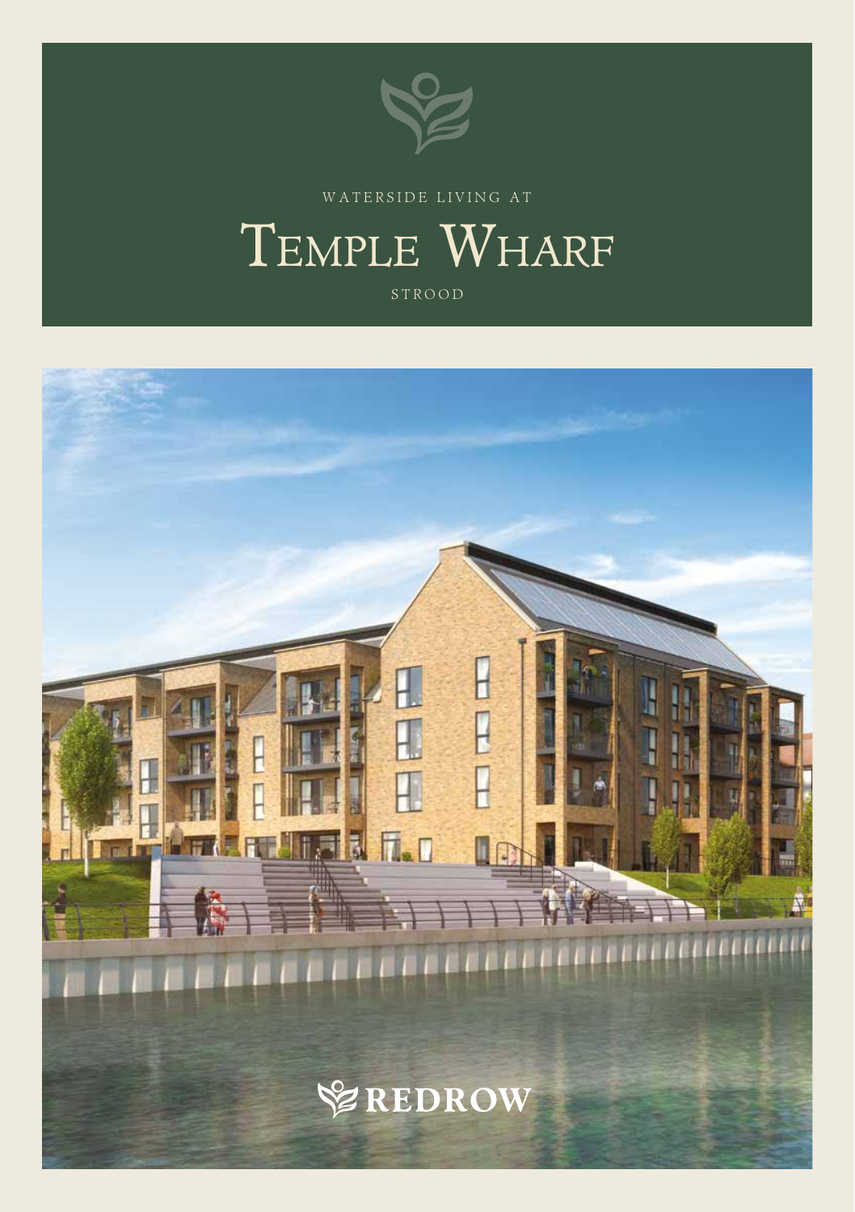WATERSIDE LIVING AT

# Temple Wharf

STROOD

REDROW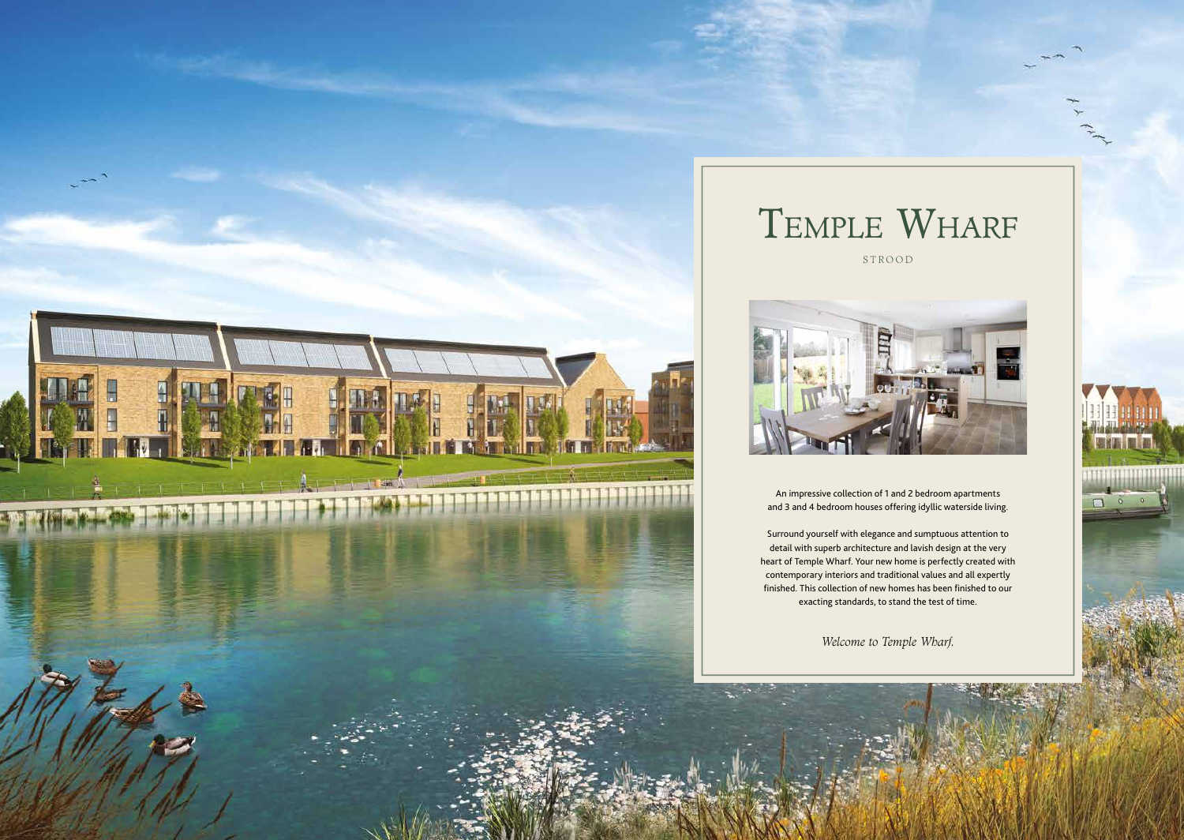# Temple Wharf

STROOD

An impressive collection of 1 and 2 bedroom apartments and 3 and 4 bedroom houses offering idyllic waterside living.

Surround yourself with elegance and sumptuous attention to detail with superb architecture and lavish design at the very heart of Temple Wharf. Your new home is perfectly created with contemporary interiors and traditional values and all expertly finished. This collection of new homes has been finished to our exacting standards, to stand the test of time.

*Welcome to Temple Wharf.*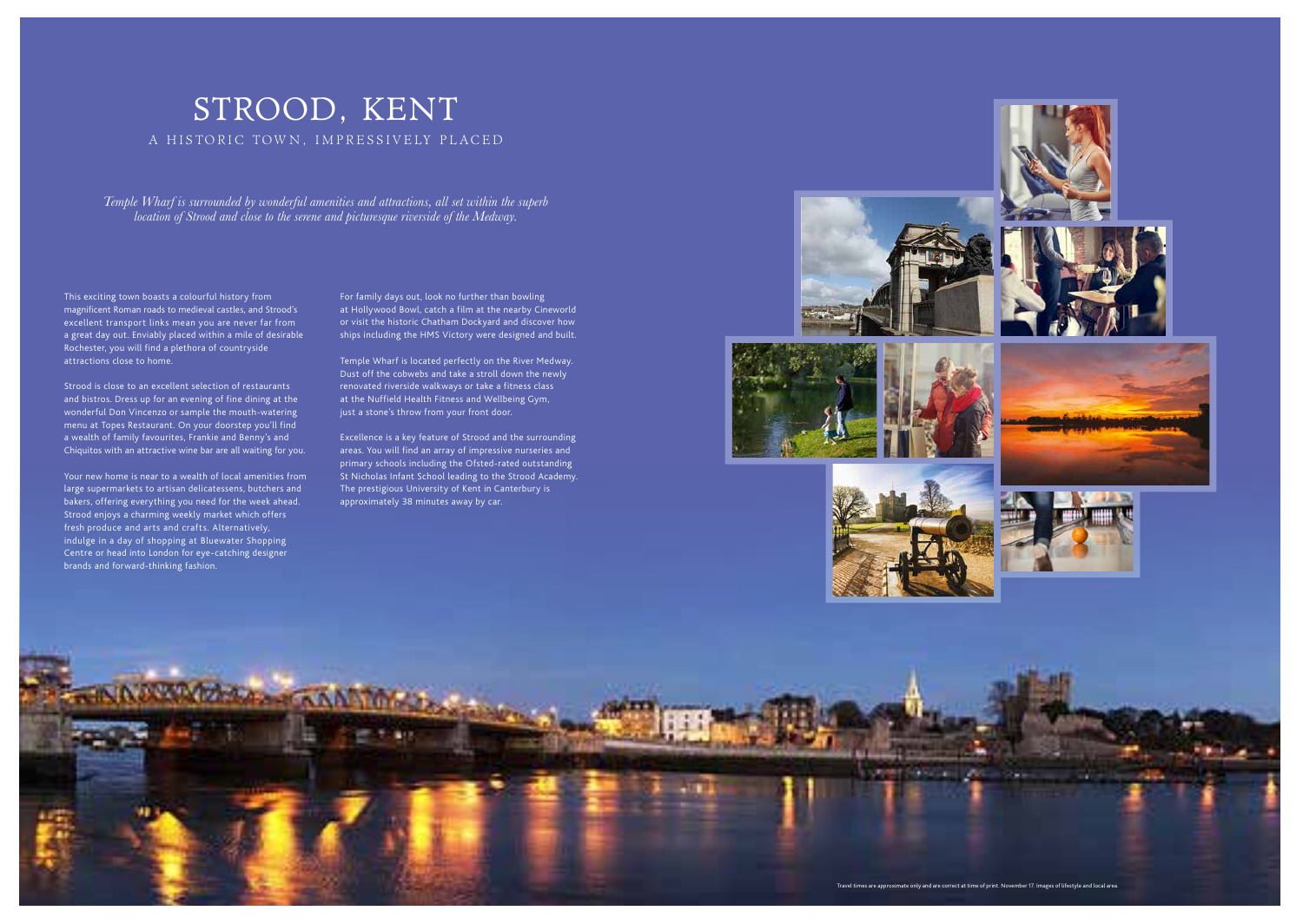# STROOD, KENT

## A HISTORIC TOWN, IMPRESSIVELY PLACED

*Temple Wharf is surrounded by wonderful amenities and attractions, all set within the superb location of Strood and close to the serene and picturesque riverside of the Medway.*

This exciting town boasts a colourful history from magnificent Roman roads to medieval castles, and Strood's excellent transport links mean you are never far from a great day out. Enviably placed within a mile of desirable Rochester, you will find a plethora of countryside attractions close to home.

Strood is close to an excellent selection of restaurants and bistros. Dress up for an evening of fine dining at the wonderful Don Vincenzo or sample the mouth-watering menu at Topes Restaurant. On your doorstep you'll find a wealth of family favourites, Frankie and Benny's and Chiquitos with an attractive wine bar are all waiting for you.

Your new home is near to a wealth of local amenities from large supermarkets to artisan delicatessens, butchers and bakers, offering everything you need for the week ahead. Strood enjoys a charming weekly market which offers fresh produce and arts and crafts. Alternatively, indulge in a day of shopping at Bluewater Shopping Centre or head into London for eye-catching designer brands and forward-thinking fashion.

For family days out, look no further than bowling at Hollywood Bowl, catch a film at the nearby Cineworld or visit the historic Chatham Dockyard and discover how ships including the HMS Victory were designed and built.

Temple Wharf is located perfectly on the River Medway. Dust off the cobwebs and take a stroll down the newly renovated riverside walkways or take a fitness class at the Nuffield Health Fitness and Wellbeing Gym, just a stone's throw from your front door.

Excellence is a key feature of Strood and the surrounding areas. You will find an array of impressive nurseries and primary schools including the Ofsted-rated outstanding St Nicholas Infant School leading to the Strood Academy. The prestigious University of Kent in Canterbury is approximately 38 minutes away by car.

Travel times are approximate only and are correct at time of print. November 17. Images of lifestyle and local area.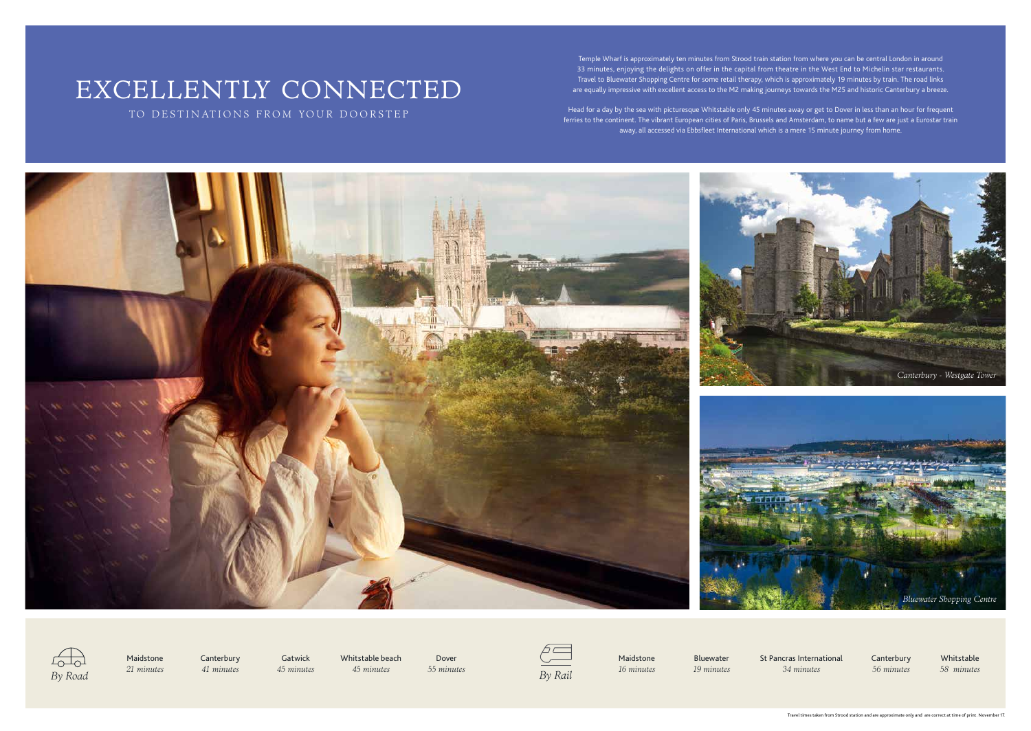# EXCELLENTLY CONNECTED

## TO DESTINATIONS FROM YOUR DOORSTEP

Temple Wharf is approximately ten minutes from Strood train station from where you can be central London in around 33 minutes, enjoying the delights on offer in the capital from theatre in the West End to Michelin star restaurants. Travel to Bluewater Shopping Centre for some retail therapy, which is approximately 19 minutes by train. The road links are equally impressive with excellent access to the M2 making journeys towards the M25 and historic Canterbury a breeze.

Head for a day by the sea with picturesque Whitstable only 45 minutes away or get to Dover in less than an hour for frequent ferries to the continent. The vibrant European cities of Paris, Brussels and Amsterdam, to name but a few are just a Eurostar train away, all accessed via Ebbsfleet International which is a mere 15 minute journey from home.

*Canterbury - Westgate Tower*

*Bluewater Shopping Centre*

*By Road*

| Maidstone | Canterbury | Gatwick | Whitstable beach | Dover |
|---|---|---|---|---|
| *21 minutes* | *41 minutes* | *45 minutes* | *45 minutes* | *55 minutes* |

*By Rail*

| Maidstone | Bluewater | St Pancras International | Canterbury | Whitstable |
|---|---|---|---|---|
| *16 minutes* | *19 minutes* | *34 minutes* | *56 minutes* | *58 minutes* |

Travel times taken from Strood station and are approximate only and are correct at time of print. November 17.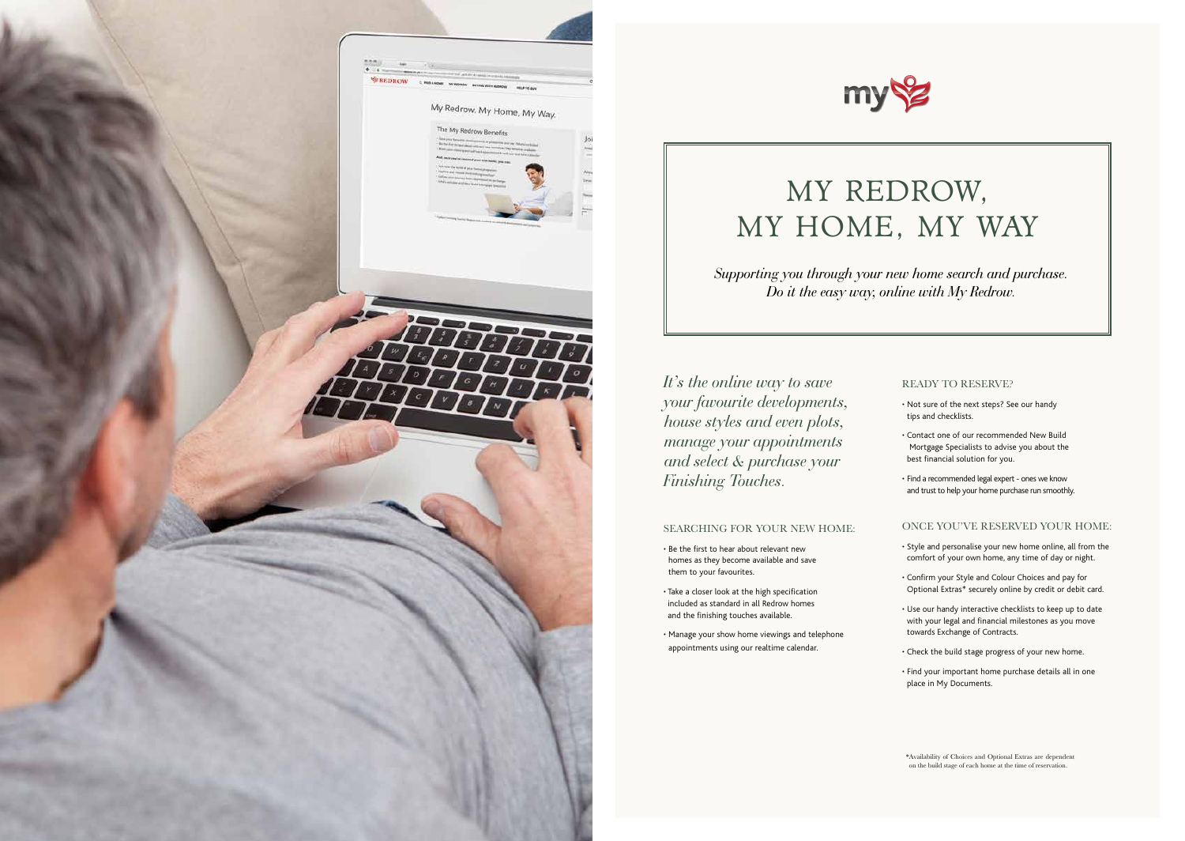# MY REDROW, MY HOME, MY WAY

*Supporting you through your new home search and purchase. Do it the easy way, online with My Redrow.*

*It's the online way to save your favourite developments, house styles and even plots, manage your appointments and select & purchase your Finishing Touches.*

## SEARCHING FOR YOUR NEW HOME:

- Be the first to hear about relevant new homes as they become available and save them to your favourites.
- Take a closer look at the high specification included as standard in all Redrow homes and the finishing touches available.
- Manage your show home viewings and telephone appointments using our realtime calendar.

## READY TO RESERVE?

- Not sure of the next steps? See our handy tips and checklists.
- Contact one of our recommended New Build Mortgage Specialists to advise you about the best financial solution for you.
- Find a recommended legal expert - ones we know and trust to help your home purchase run smoothly.

## ONCE YOU'VE RESERVED YOUR HOME:

- Style and personalise your new home online, all from the comfort of your own home, any time of day or night.
- Confirm your Style and Colour Choices and pay for Optional Extras* securely online by credit or debit card.
- Use our handy interactive checklists to keep up to date with your legal and financial milestones as you move towards Exchange of Contracts.
- Check the build stage progress of your new home.
- Find your important home purchase details all in one place in My Documents.

*Availability of Choices and Optional Extras are dependent on the build stage of each home at the time of reservation.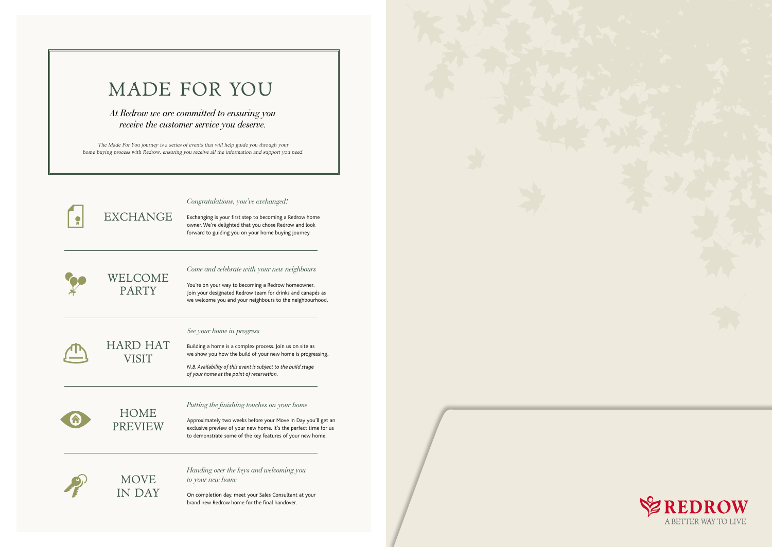# MADE FOR YOU

*At Redrow we are committed to ensuring you receive the customer service you deserve.*

The Made For You journey is a series of events that will help guide you through your home buying process with Redrow, ensuring you receive all the information and support you need.

## EXCHANGE

*Congratulations, you've exchanged!*

Exchanging is your first step to becoming a Redrow home owner. We're delighted that you chose Redrow and look forward to guiding you on your home buying journey.

## WELCOME PARTY

*Come and celebrate with your new neighbours*

You're on your way to becoming a Redrow homeowner. Join your designated Redrow team for drinks and canapés as we welcome you and your neighbours to the neighbourhood.

## HARD HAT VISIT

*See your home in progress*

Building a home is a complex process. Join us on site as we show you how the build of your new home is progressing.

*N.B. Availability of this event is subject to the build stage of your home at the point of reservation.*

## HOME PREVIEW

*Putting the finishing touches on your home*

Approximately two weeks before your Move In Day you'll get an exclusive preview of your new home. It's the perfect time for us to demonstrate some of the key features of your new home.

## MOVE IN DAY

*Handing over the keys and welcoming you to your new home*

On completion day, meet your Sales Consultant at your brand new Redrow home for the final handover.

REDROW
A BETTER WAY TO LIVE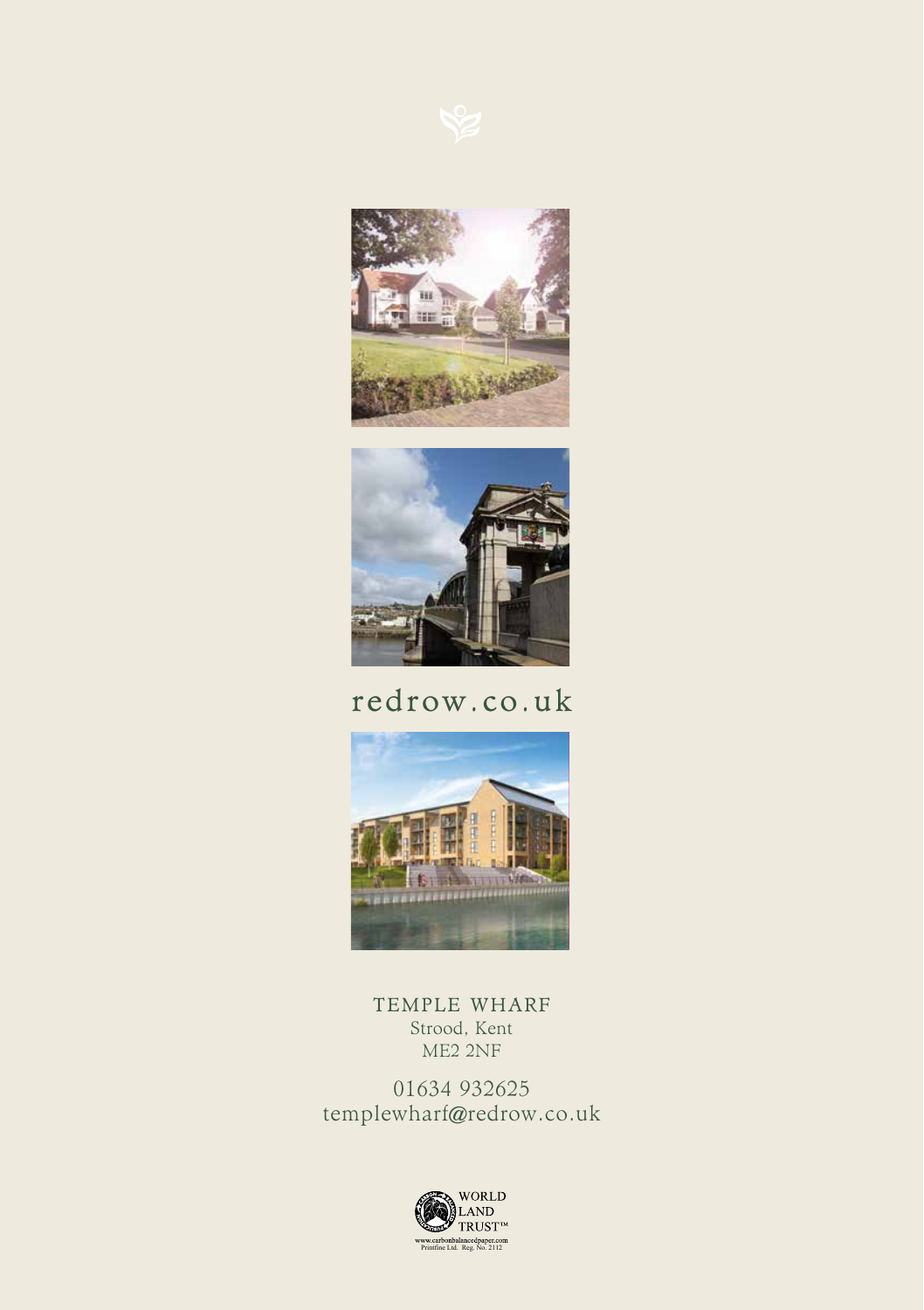redrow.co.uk

TEMPLE WHARF
Strood, Kent
ME2 2NF

01634 932625
templewharf@redrow.co.uk

WORLD LAND TRUST™
www.carbonbalancedpaper.com
Printfine Ltd. Reg. No. 2112